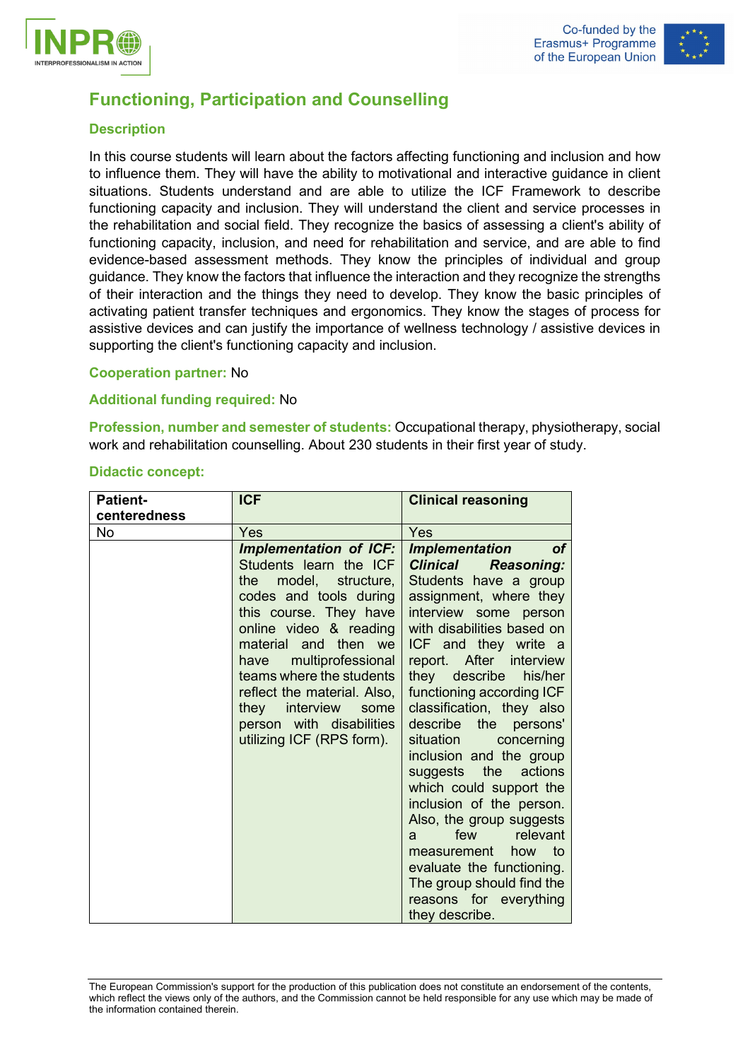# Functioning, Participation and Counselling

## Description

In this course students will learn about the factors affecting functioning and inclusion and how to influence them. They will have the ability to motivational and interactive guidance in client situations. Students understand and are able to utilize the ICF Framework to describe functioning capacity and inclusion. They will understand the client and service processes in the rehabilitation and social field. They recognize the basics of assessing a client's ability of functioning capacity, inclusion, and need for rehabilitation and service, and are able to find evidence-based assessment methods. They know the principles of individual and group guidance. They know the factors that influence the interaction and they recognize the strengths of their interaction and the things they need to develop. They know the basic principles of activating patient transfer techniques and ergonomics. They know the stages of process for assistive devices and can justify the importance of wellness technology / assistive devices in supporting the client's functioning capacity and inclusion.

**Cooperation partner:** No

**Additional funding required:** No

**Profession, number and semester of students:** Occupational therapy, physiotherapy, social work and rehabilitation counselling. About 230 students in their first year of study.

**Didactic concept:**

| Patient-centeredness | ICF | Clinical reasoning |
|---|---|---|
| No | Yes | Yes |
| | ***Implementation of ICF:*** Students learn the ICF the model, structure, codes and tools during this course. They have online video & reading material and then we have multiprofessional teams where the students reflect the material. Also, they interview some person with disabilities utilizing ICF (RPS form). | ***Implementation of Clinical Reasoning:*** Students have a group assignment, where they interview some person with disabilities based on ICF and they write a report. After interview they describe his/her functioning according ICF classification, they also describe the persons' situation concerning inclusion and the group suggests the actions which could support the inclusion of the person. Also, the group suggests a few relevant measurement how to evaluate the functioning. The group should find the reasons for everything they describe. |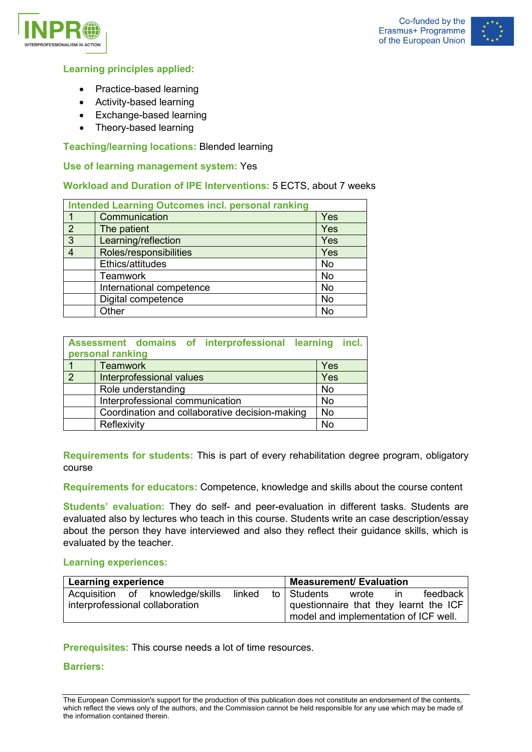**Learning principles applied:**

- Practice-based learning
- Activity-based learning
- Exchange-based learning
- Theory-based learning

**Teaching/learning locations:** Blended learning

**Use of learning management system:** Yes

**Workload and Duration of IPE Interventions:** 5 ECTS, about 7 weeks

| Intended Learning Outcomes incl. personal ranking | | |
|---|---|---|
| 1 | Communication | Yes |
| 2 | The patient | Yes |
| 3 | Learning/reflection | Yes |
| 4 | Roles/responsibilities | Yes |
| | Ethics/attitudes | No |
| | Teamwork | No |
| | International competence | No |
| | Digital competence | No |
| | Other | No |

| Assessment domains of interprofessional learning incl. personal ranking | | |
|---|---|---|
| 1 | Teamwork | Yes |
| 2 | Interprofessional values | Yes |
| | Role understanding | No |
| | Interprofessional communication | No |
| | Coordination and collaborative decision-making | No |
| | Reflexivity | No |

**Requirements for students:** This is part of every rehabilitation degree program, obligatory course

**Requirements for educators:** Competence, knowledge and skills about the course content

**Students' evaluation:** They do self- and peer-evaluation in different tasks. Students are evaluated also by lectures who teach in this course. Students write an case description/essay about the person they have interviewed and also they reflect their guidance skills, which is evaluated by the teacher.

**Learning experiences:**

| Learning experience | Measurement/ Evaluation |
|---|---|
| Acquisition of knowledge/skills linked to interprofessional collaboration | Students wrote in feedback questionnaire that they learnt the ICF model and implementation of ICF well. |

**Prerequisites:** This course needs a lot of time resources.

**Barriers:**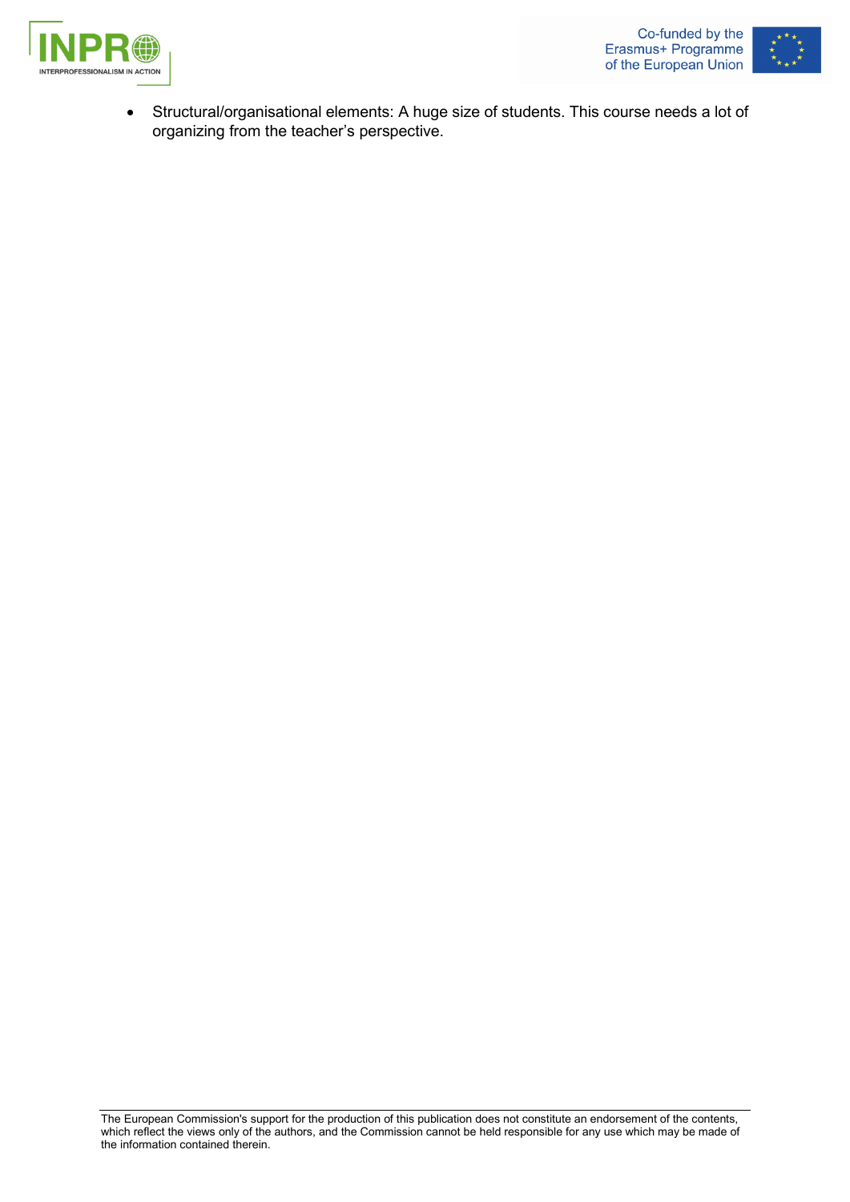- Structural/organisational elements: A huge size of students. This course needs a lot of organizing from the teacher's perspective.